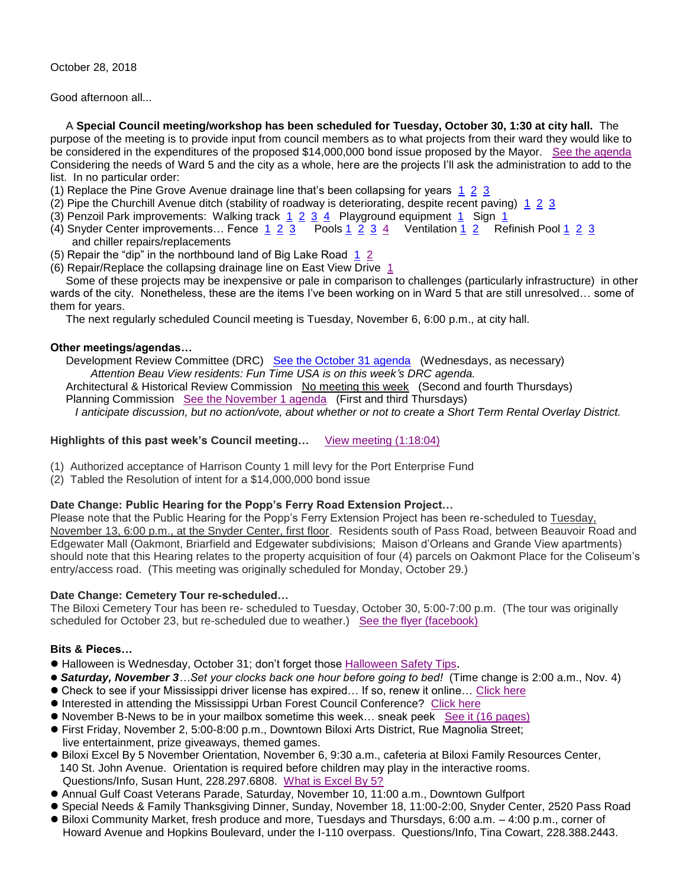October 28, 2018

Good afternoon all...

A **Special Council meeting/workshop has been scheduled for Tuesday, October 30, 1:30 at city hall.** The purpose of the meeting is to provide input from council members as to what projects from their ward they would like to be considered in the expenditures of the proposed $14,000,000 bond issue proposed by the Mayor. See the agenda Considering the needs of Ward 5 and the city as a whole, here are the projects I'll ask the administration to add to the list. In no particular order:

(1) Replace the Pine Grove Avenue drainage line that's been collapsing for years 1 2 3
(2) Pipe the Churchill Avenue ditch (stability of roadway is deteriorating, despite recent paving) 1 2 3
(3) Penzoil Park improvements: Walking track 1 2 3 4 Playground equipment 1 Sign 1
(4) Snyder Center improvements… Fence 1 2 3 Pools 1 2 3 4 Ventilation 1 2 Refinish Pool 1 2 3 and chiller repairs/replacements
(5) Repair the "dip" in the northbound land of Big Lake Road 1 2
(6) Repair/Replace the collapsing drainage line on East View Drive 1

Some of these projects may be inexpensive or pale in comparison to challenges (particularly infrastructure) in other wards of the city. Nonetheless, these are the items I've been working on in Ward 5 that are still unresolved… some of them for years.

The next regularly scheduled Council meeting is Tuesday, November 6, 6:00 p.m., at city hall.

**Other meetings/agendas…**

Development Review Committee (DRC) See the October 31 agenda (Wednesdays, as necessary)

*Attention Beau View residents: Fun Time USA is on this week's DRC agenda.*

Architectural & Historical Review Commission No meeting this week (Second and fourth Thursdays)

Planning Commission See the November 1 agenda (First and third Thursdays)

*I anticipate discussion, but no action/vote, about whether or not to create a Short Term Rental Overlay District.*

**Highlights of this past week's Council meeting…** View meeting (1:18:04)

(1) Authorized acceptance of Harrison County 1 mill levy for the Port Enterprise Fund
(2) Tabled the Resolution of intent for a $14,000,000 bond issue

**Date Change: Public Hearing for the Popp's Ferry Road Extension Project…**

Please note that the Public Hearing for the Popp's Ferry Extension Project has been re-scheduled to Tuesday, November 13, 6:00 p.m., at the Snyder Center, first floor. Residents south of Pass Road, between Beauvoir Road and Edgewater Mall (Oakmont, Briarfield and Edgewater subdivisions; Maison d'Orleans and Grande View apartments) should note that this Hearing relates to the property acquisition of four (4) parcels on Oakmont Place for the Coliseum's entry/access road. (This meeting was originally scheduled for Monday, October 29.)

**Date Change: Cemetery Tour re-scheduled…**

The Biloxi Cemetery Tour has been re- scheduled to Tuesday, October 30, 5:00-7:00 p.m. (The tour was originally scheduled for October 23, but re-scheduled due to weather.) See the flyer (facebook)

**Bits & Pieces…**

- Halloween is Wednesday, October 31; don't forget those Halloween Safety Tips.
- ***Saturday, November 3****…Set your clocks back one hour before going to bed!* (Time change is 2:00 a.m., Nov. 4)
- Check to see if your Mississippi driver license has expired… If so, renew it online… Click here
- Interested in attending the Mississippi Urban Forest Council Conference? Click here
- November B-News to be in your mailbox sometime this week… sneak peek See it (16 pages)
- First Friday, November 2, 5:00-8:00 p.m., Downtown Biloxi Arts District, Rue Magnolia Street; live entertainment, prize giveaways, themed games.
- Biloxi Excel By 5 November Orientation, November 6, 9:30 a.m., cafeteria at Biloxi Family Resources Center, 140 St. John Avenue. Orientation is required before children may play in the interactive rooms. Questions/Info, Susan Hunt, 228.297.6808. What is Excel By 5?
- Annual Gulf Coast Veterans Parade, Saturday, November 10, 11:00 a.m., Downtown Gulfport
- Special Needs & Family Thanksgiving Dinner, Sunday, November 18, 11:00-2:00, Snyder Center, 2520 Pass Road
- Biloxi Community Market, fresh produce and more, Tuesdays and Thursdays, 6:00 a.m. – 4:00 p.m., corner of Howard Avenue and Hopkins Boulevard, under the I-110 overpass. Questions/Info, Tina Cowart, 228.388.2443.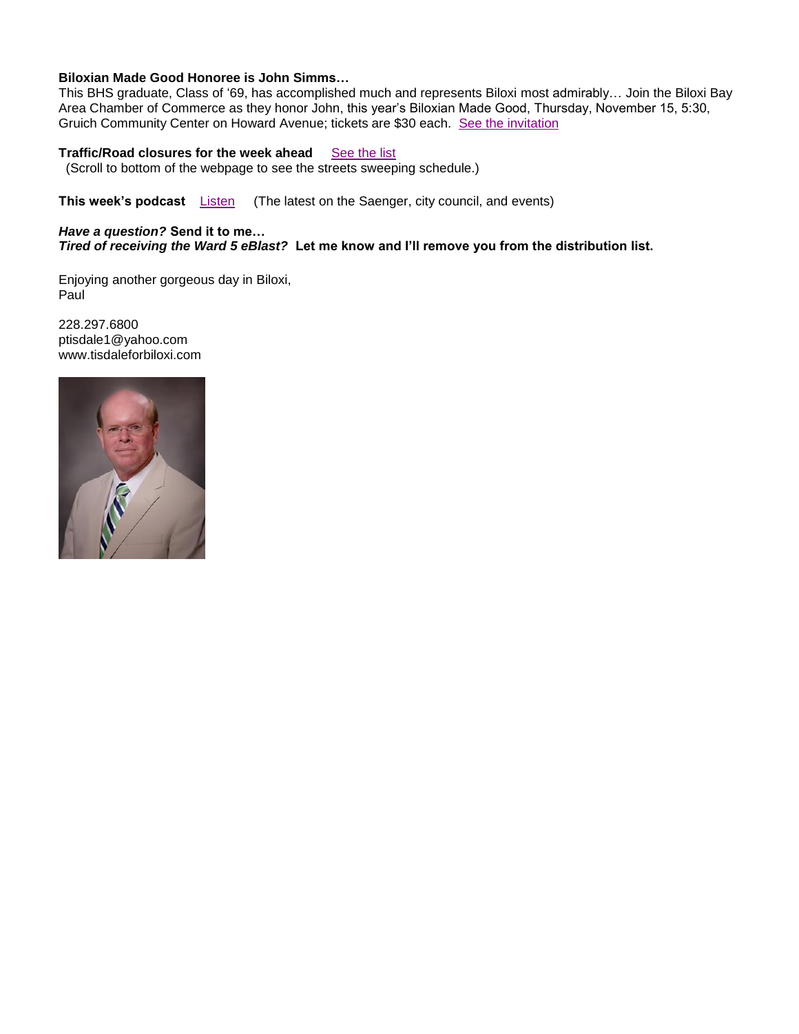**Biloxian Made Good Honoree is John Simms…**
This BHS graduate, Class of '69, has accomplished much and represents Biloxi most admirably… Join the Biloxi Bay Area Chamber of Commerce as they honor John, this year's Biloxian Made Good, Thursday, November 15, 5:30, Gruich Community Center on Howard Avenue; tickets are $30 each. See the invitation

**Traffic/Road closures for the week ahead** See the list
(Scroll to bottom of the webpage to see the streets sweeping schedule.)

**This week's podcast** Listen (The latest on the Saenger, city council, and events)

***Have a question?* Send it to me…**
***Tired of receiving the Ward 5 eBlast?* Let me know and I'll remove you from the distribution list.**

Enjoying another gorgeous day in Biloxi,
Paul

228.297.6800
ptisdale1@yahoo.com
www.tisdaleforbiloxi.com